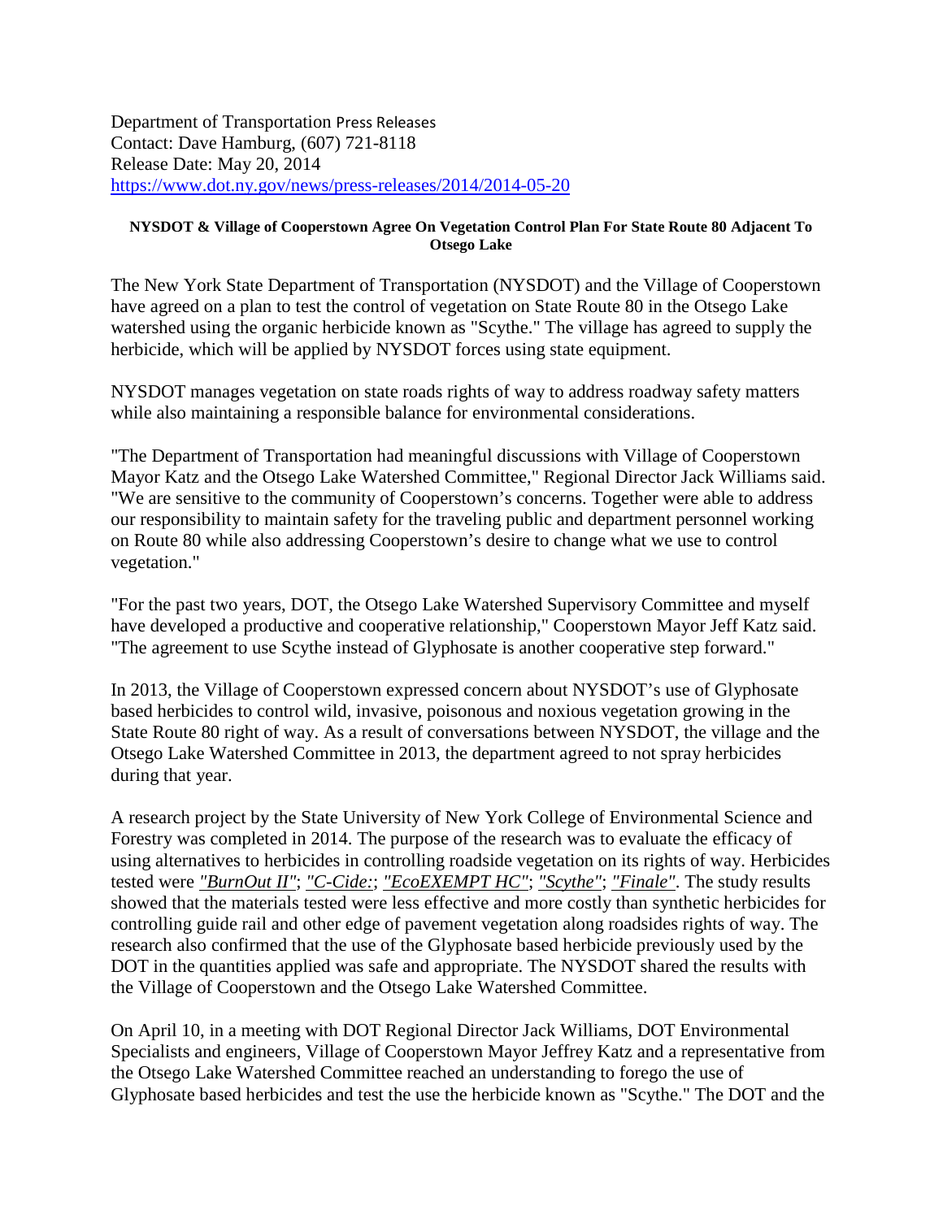Department of Transportation Press Releases
Contact: Dave Hamburg, (607) 721-8118
Release Date: May 20, 2014
https://www.dot.ny.gov/news/press-releases/2014/2014-05-20

**NYSDOT & Village of Cooperstown Agree On Vegetation Control Plan For State Route 80 Adjacent To Otsego Lake**

The New York State Department of Transportation (NYSDOT) and the Village of Cooperstown have agreed on a plan to test the control of vegetation on State Route 80 in the Otsego Lake watershed using the organic herbicide known as "Scythe." The village has agreed to supply the herbicide, which will be applied by NYSDOT forces using state equipment.

NYSDOT manages vegetation on state roads rights of way to address roadway safety matters while also maintaining a responsible balance for environmental considerations.

"The Department of Transportation had meaningful discussions with Village of Cooperstown Mayor Katz and the Otsego Lake Watershed Committee," Regional Director Jack Williams said. "We are sensitive to the community of Cooperstown's concerns. Together were able to address our responsibility to maintain safety for the traveling public and department personnel working on Route 80 while also addressing Cooperstown's desire to change what we use to control vegetation."

"For the past two years, DOT, the Otsego Lake Watershed Supervisory Committee and myself have developed a productive and cooperative relationship," Cooperstown Mayor Jeff Katz said. "The agreement to use Scythe instead of Glyphosate is another cooperative step forward."

In 2013, the Village of Cooperstown expressed concern about NYSDOT's use of Glyphosate based herbicides to control wild, invasive, poisonous and noxious vegetation growing in the State Route 80 right of way. As a result of conversations between NYSDOT, the village and the Otsego Lake Watershed Committee in 2013, the department agreed to not spray herbicides during that year.

A research project by the State University of New York College of Environmental Science and Forestry was completed in 2014. The purpose of the research was to evaluate the efficacy of using alternatives to herbicides in controlling roadside vegetation on its rights of way. Herbicides tested were *"BurnOut II"*; *"C-Cide:*; *"EcoEXEMPT HC"*; *"Scythe"*; *"Finale"*. The study results showed that the materials tested were less effective and more costly than synthetic herbicides for controlling guide rail and other edge of pavement vegetation along roadsides rights of way. The research also confirmed that the use of the Glyphosate based herbicide previously used by the DOT in the quantities applied was safe and appropriate. The NYSDOT shared the results with the Village of Cooperstown and the Otsego Lake Watershed Committee.

On April 10, in a meeting with DOT Regional Director Jack Williams, DOT Environmental Specialists and engineers, Village of Cooperstown Mayor Jeffrey Katz and a representative from the Otsego Lake Watershed Committee reached an understanding to forego the use of Glyphosate based herbicides and test the use the herbicide known as "Scythe." The DOT and the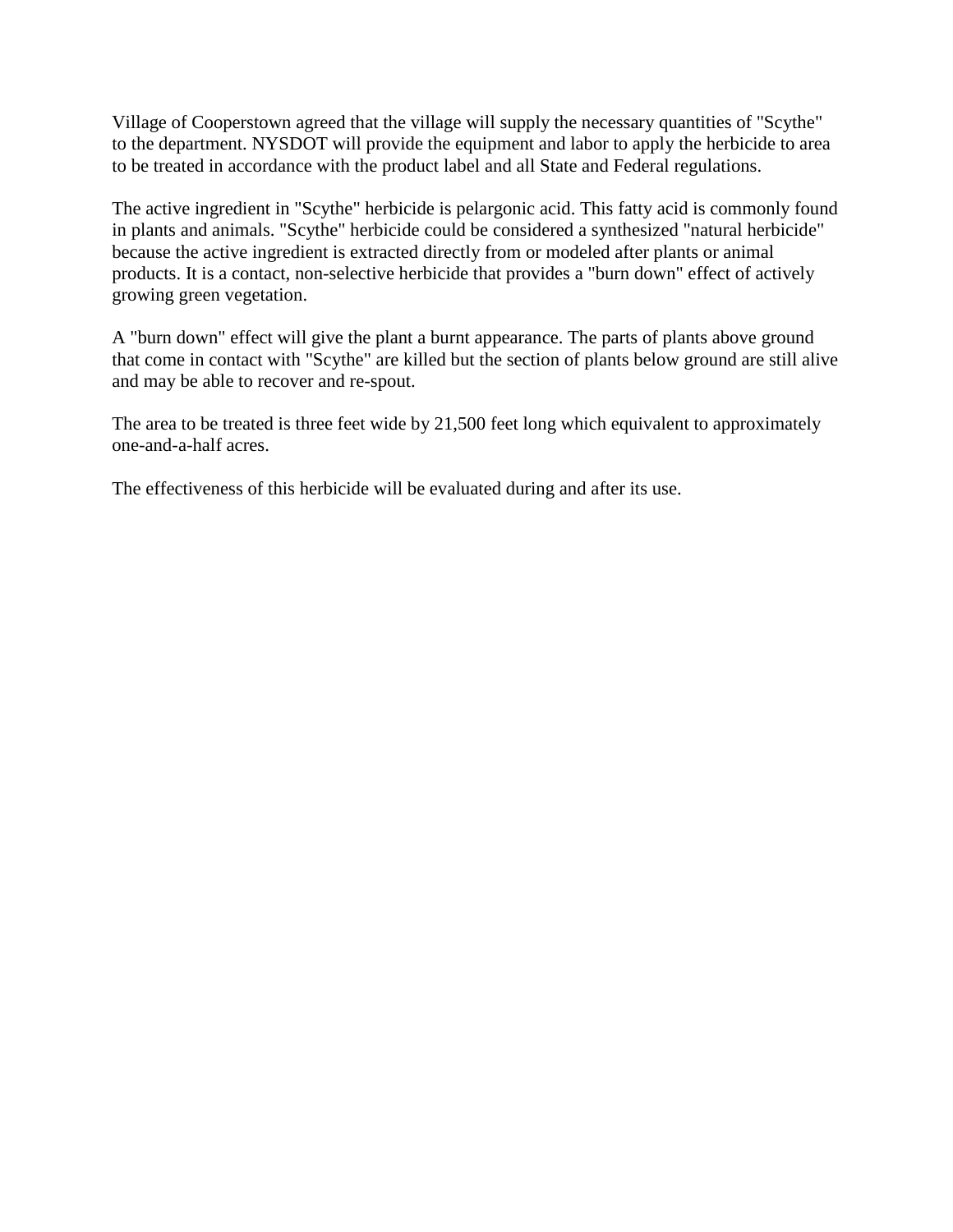Village of Cooperstown agreed that the village will supply the necessary quantities of "Scythe" to the department. NYSDOT will provide the equipment and labor to apply the herbicide to area to be treated in accordance with the product label and all State and Federal regulations.

The active ingredient in "Scythe" herbicide is pelargonic acid. This fatty acid is commonly found in plants and animals. "Scythe" herbicide could be considered a synthesized "natural herbicide" because the active ingredient is extracted directly from or modeled after plants or animal products. It is a contact, non-selective herbicide that provides a "burn down" effect of actively growing green vegetation.

A "burn down" effect will give the plant a burnt appearance. The parts of plants above ground that come in contact with "Scythe" are killed but the section of plants below ground are still alive and may be able to recover and re-spout.

The area to be treated is three feet wide by 21,500 feet long which equivalent to approximately one-and-a-half acres.

The effectiveness of this herbicide will be evaluated during and after its use.